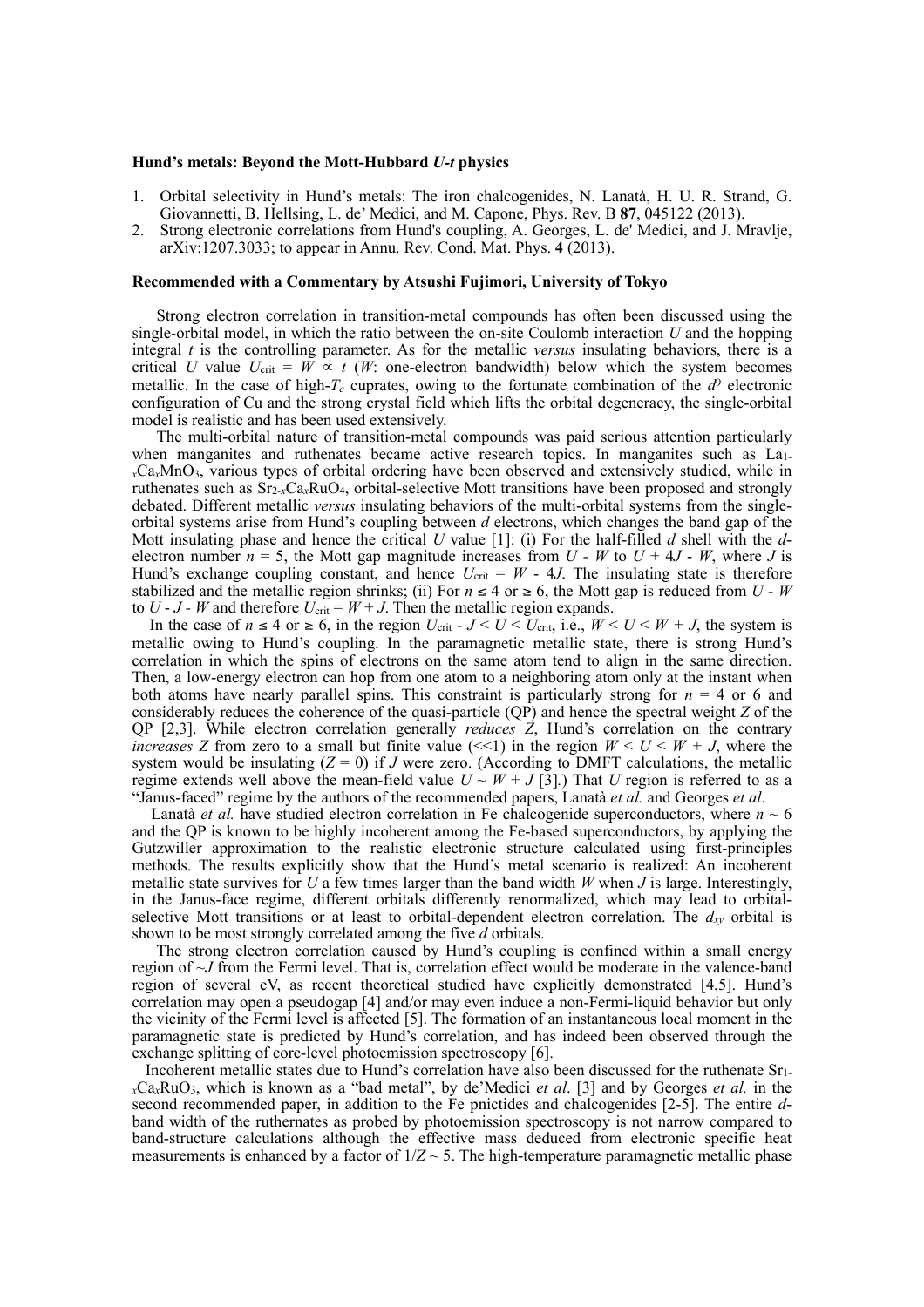**Hund's metals: Beyond the Mott-Hubbard *U-t* physics**

1. Orbital selectivity in Hund's metals: The iron chalcogenides, N. Lanatà, H. U. R. Strand, G. Giovannetti, B. Hellsing, L. de' Medici, and M. Capone, Phys. Rev. B **87**, 045122 (2013).
2. Strong electronic correlations from Hund's coupling, A. Georges, L. de' Medici, and J. Mravlje, arXiv:1207.3033; to appear in Annu. Rev. Cond. Mat. Phys. **4** (2013).

**Recommended with a Commentary by Atsushi Fujimori, University of Tokyo**

Strong electron correlation in transition-metal compounds has often been discussed using the single-orbital model, in which the ratio between the on-site Coulomb interaction $U$ and the hopping integral $t$ is the controlling parameter. As for the metallic *versus* insulating behaviors, there is a critical $U$ value $U_{\rm crit} = W \propto t$ ($W$: one-electron bandwidth) below which the system becomes metallic. In the case of high-$T_c$ cuprates, owing to the fortunate combination of the $d^9$ electronic configuration of Cu and the strong crystal field which lifts the orbital degeneracy, the single-orbital model is realistic and has been used extensively.

The multi-orbital nature of transition-metal compounds was paid serious attention particularly when manganites and ruthenates became active research topics. In manganites such as $La_{1-x}Ca_xMnO_3$, various types of orbital ordering have been observed and extensively studied, while in ruthenates such as $Sr_{2-x}Ca_xRuO_4$, orbital-selective Mott transitions have been proposed and strongly debated. Different metallic *versus* insulating behaviors of the multi-orbital systems from the single-orbital systems arise from Hund's coupling between $d$ electrons, which changes the band gap of the Mott insulating phase and hence the critical $U$ value [1]: (i) For the half-filled $d$ shell with the $d$-electron number $n = 5$, the Mott gap magnitude increases from $U - W$ to $U + 4J - W$, where $J$ is Hund's exchange coupling constant, and hence $U_{\rm crit} = W - 4J$. The insulating state is therefore stabilized and the metallic region shrinks; (ii) For $n \leq 4$ or $\geq 6$, the Mott gap is reduced from $U - W$ to $U - J - W$ and therefore $U_{\rm crit} = W + J$. Then the metallic region expands.

In the case of $n \leq 4$ or $\geq 6$, in the region $U_{\rm crit} - J < U < U_{\rm crit}$, i.e., $W < U < W + J$, the system is metallic owing to Hund's coupling. In the paramagnetic metallic state, there is strong Hund's correlation in which the spins of electrons on the same atom tend to align in the same direction. Then, a low-energy electron can hop from one atom to a neighboring atom only at the instant when both atoms have nearly parallel spins. This constraint is particularly strong for $n = 4$ or 6 and considerably reduces the coherence of the quasi-particle (QP) and hence the spectral weight $Z$ of the QP [2,3]. While electron correlation generally *reduces* $Z$, Hund's correlation on the contrary *increases* $Z$ from zero to a small but finite value ($<<1$) in the region $W < U < W + J$, where the system would be insulating ($Z = 0$) if $J$ were zero. (According to DMFT calculations, the metallic regime extends well above the mean-field value $U \sim W + J$ [3].) That $U$ region is referred to as a "Janus-faced" regime by the authors of the recommended papers, Lanatà *et al.* and Georges *et al*.

Lanatà *et al.* have studied electron correlation in Fe chalcogenide superconductors, where $n \sim 6$ and the QP is known to be highly incoherent among the Fe-based superconductors, by applying the Gutzwiller approximation to the realistic electronic structure calculated using first-principles methods. The results explicitly show that the Hund's metal scenario is realized: An incoherent metallic state survives for $U$ a few times larger than the band width $W$ when $J$ is large. Interestingly, in the Janus-face regime, different orbitals differently renormalized, which may lead to orbital-selective Mott transitions or at least to orbital-dependent electron correlation. The $d_{xy}$ orbital is shown to be most strongly correlated among the five $d$ orbitals.

The strong electron correlation caused by Hund's coupling is confined within a small energy region of $\sim J$ from the Fermi level. That is, correlation effect would be moderate in the valence-band region of several eV, as recent theoretical studied have explicitly demonstrated [4,5]. Hund's correlation may open a pseudogap [4] and/or may even induce a non-Fermi-liquid behavior but only the vicinity of the Fermi level is affected [5]. The formation of an instantaneous local moment in the paramagnetic state is predicted by Hund's correlation, and has indeed been observed through the exchange splitting of core-level photoemission spectroscopy [6].

Incoherent metallic states due to Hund's correlation have also been discussed for the ruthenate $Sr_{1-x}Ca_xRuO_3$, which is known as a "bad metal", by de'Medici *et al*. [3] and by Georges *et al.* in the second recommended paper, in addition to the Fe pnictides and chalcogenides [2-5]. The entire $d$-band width of the ruthernates as probed by photoemission spectroscopy is not narrow compared to band-structure calculations although the effective mass deduced from electronic specific heat measurements is enhanced by a factor of $1/Z \sim 5$. The high-temperature paramagnetic metallic phase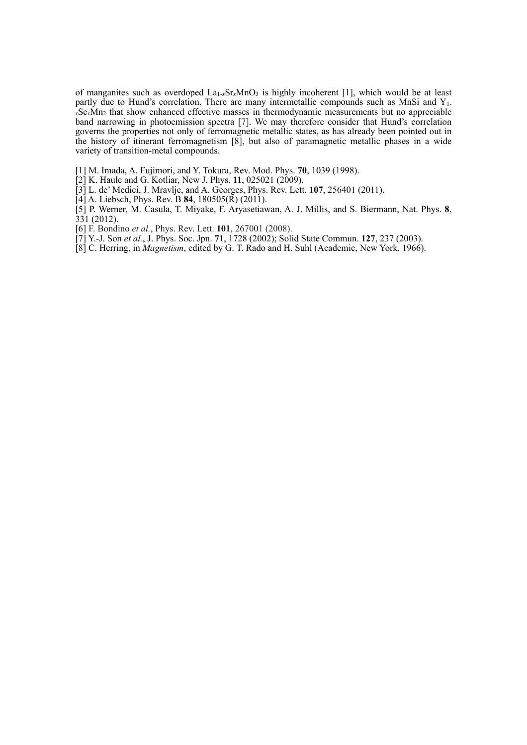of manganites such as overdoped $La_{1-x}Sr_xMnO_3$ is highly incoherent [1], which would be at least partly due to Hund's correlation. There are many intermetallic compounds such as MnSi and $Y_{1-x}Sc_xMn_2$ that show enhanced effective masses in thermodynamic measurements but no appreciable band narrowing in photoemission spectra [7]. We may therefore consider that Hund's correlation governs the properties not only of ferromagnetic metallic states, as has already been pointed out in the history of itinerant ferromagnetism [8], but also of paramagnetic metallic phases in a wide variety of transition-metal compounds.

[1] M. Imada, A. Fujimori, and Y. Tokura, Rev. Mod. Phys. **70**, 1039 (1998).
[2] K. Haule and G. Kotliar, New J. Phys. **11**, 025021 (2009).
[3] L. de' Medici, J. Mravlje, and A. Georges, Phys. Rev. Lett. **107**, 256401 (2011).
[4] A. Liebsch, Phys. Rev. B **84**, 180505(R) (2011).
[5] P. Werner, M. Casula, T. Miyake, F. Aryasetiawan, A. J. Millis, and S. Biermann, Nat. Phys. **8**, 331 (2012).
[6] F. Bondino *et al.*, Phys. Rev. Lett. **101**, 267001 (2008).
[7] Y.-J. Son *et al.*, J. Phys. Soc. Jpn. **71**, 1728 (2002); Solid State Commun. **127**, 237 (2003).
[8] C. Herring, in *Magnetism*, edited by G. T. Rado and H. Suhl (Academic, New York, 1966).